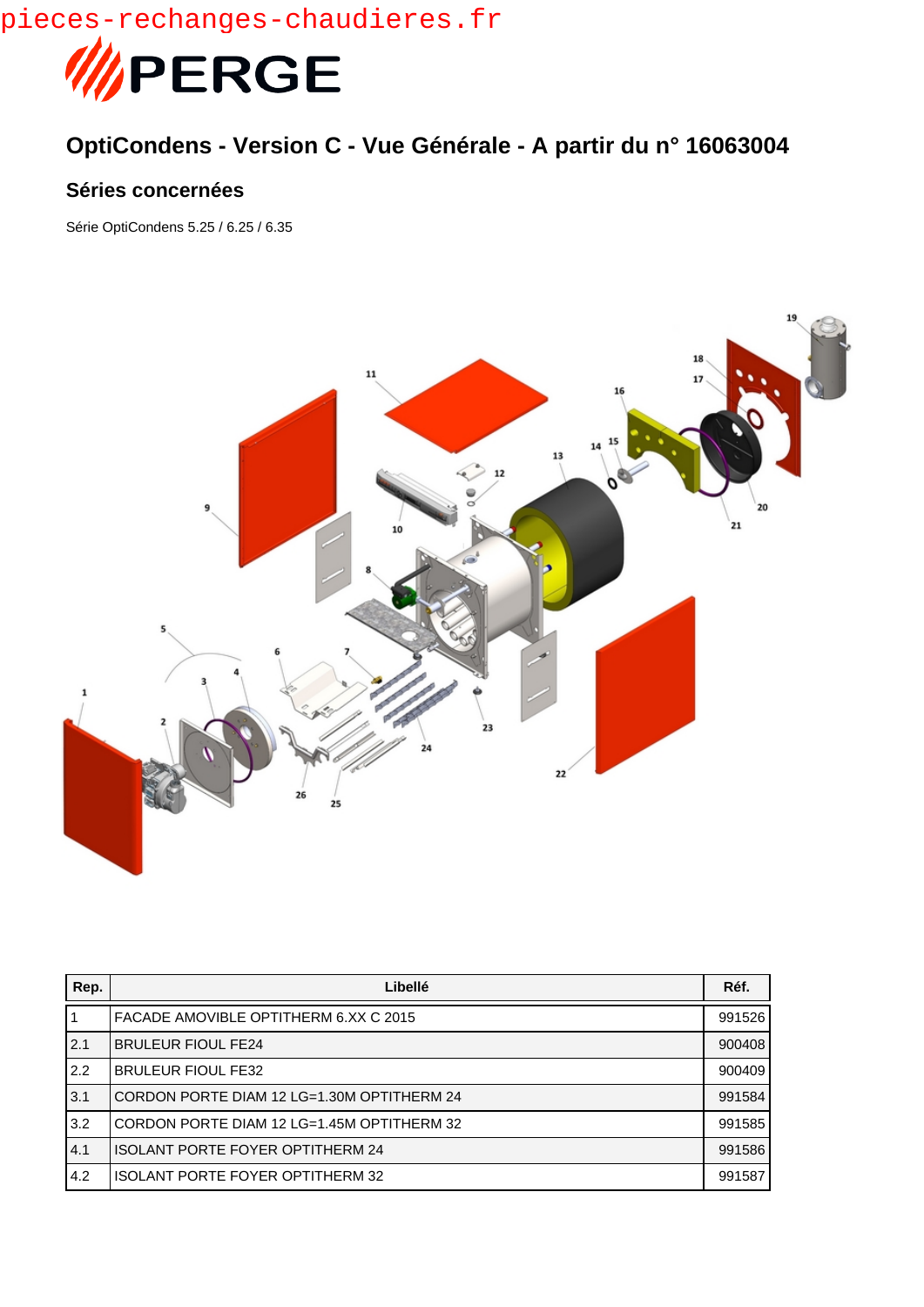pieces-rechanges-chaudieres.fr

PERGE

## OptiCondens - Version C - Vue Générale - A partir du n° 16063004

### Séries concernées

Série OptiCondens 5.25 / 6.25 / 6.35

| Rep. | Libellé | Réf. |
|---|---|---|
| 1 | FACADE AMOVIBLE OPTITHERM 6.XX C 2015 | 991526 |
| 2.1 | BRULEUR FIOUL FE24 | 900408 |
| 2.2 | BRULEUR FIOUL FE32 | 900409 |
| 3.1 | CORDON PORTE DIAM 12 LG=1.30M OPTITHERM 24 | 991584 |
| 3.2 | CORDON PORTE DIAM 12 LG=1.45M OPTITHERM 32 | 991585 |
| 4.1 | ISOLANT PORTE FOYER OPTITHERM 24 | 991586 |
| 4.2 | ISOLANT PORTE FOYER OPTITHERM 32 | 991587 |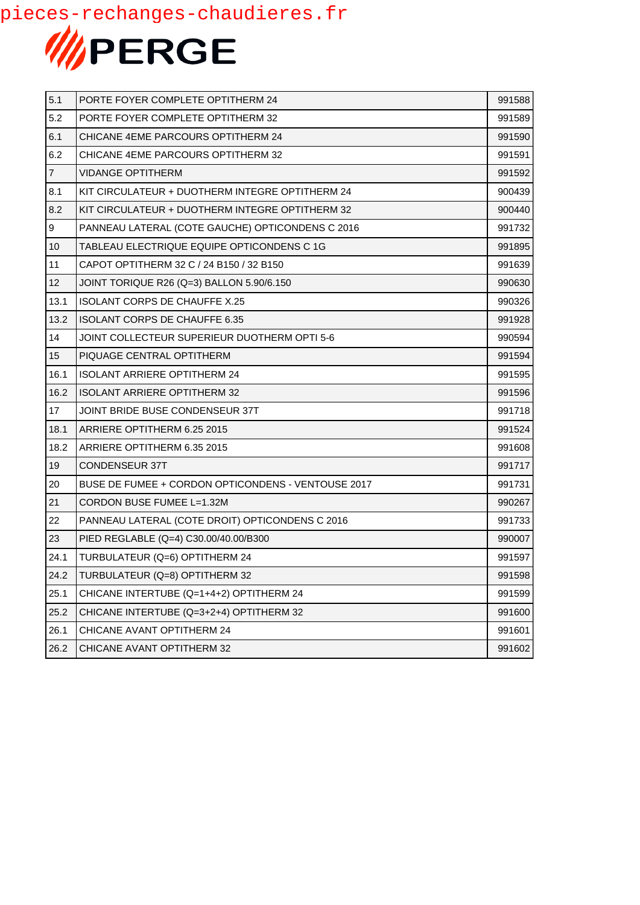pieces-rechanges-chaudieres.fr

PERGE

| | | |
|---|---|---|
| 5.1 | PORTE FOYER COMPLETE OPTITHERM 24 | 991588 |
| 5.2 | PORTE FOYER COMPLETE OPTITHERM 32 | 991589 |
| 6.1 | CHICANE 4EME PARCOURS OPTITHERM 24 | 991590 |
| 6.2 | CHICANE 4EME PARCOURS OPTITHERM 32 | 991591 |
| 7 | VIDANGE OPTITHERM | 991592 |
| 8.1 | KIT CIRCULATEUR + DUOTHERM INTEGRE OPTITHERM 24 | 900439 |
| 8.2 | KIT CIRCULATEUR + DUOTHERM INTEGRE OPTITHERM 32 | 900440 |
| 9 | PANNEAU LATERAL (COTE GAUCHE) OPTICONDENS C 2016 | 991732 |
| 10 | TABLEAU ELECTRIQUE EQUIPE OPTICONDENS C 1G | 991895 |
| 11 | CAPOT OPTITHERM 32 C / 24 B150 / 32 B150 | 991639 |
| 12 | JOINT TORIQUE R26 (Q=3) BALLON 5.90/6.150 | 990630 |
| 13.1 | ISOLANT CORPS DE CHAUFFE X.25 | 990326 |
| 13.2 | ISOLANT CORPS DE CHAUFFE 6.35 | 991928 |
| 14 | JOINT COLLECTEUR SUPERIEUR DUOTHERM OPTI 5-6 | 990594 |
| 15 | PIQUAGE CENTRAL OPTITHERM | 991594 |
| 16.1 | ISOLANT ARRIERE OPTITHERM 24 | 991595 |
| 16.2 | ISOLANT ARRIERE OPTITHERM 32 | 991596 |
| 17 | JOINT BRIDE BUSE CONDENSEUR 37T | 991718 |
| 18.1 | ARRIERE OPTITHERM 6.25 2015 | 991524 |
| 18.2 | ARRIERE OPTITHERM 6.35 2015 | 991608 |
| 19 | CONDENSEUR 37T | 991717 |
| 20 | BUSE DE FUMEE + CORDON OPTICONDENS - VENTOUSE 2017 | 991731 |
| 21 | CORDON BUSE FUMEE L=1.32M | 990267 |
| 22 | PANNEAU LATERAL (COTE DROIT) OPTICONDENS C 2016 | 991733 |
| 23 | PIED REGLABLE (Q=4) C30.00/40.00/B300 | 990007 |
| 24.1 | TURBULATEUR (Q=6) OPTITHERM 24 | 991597 |
| 24.2 | TURBULATEUR (Q=8) OPTITHERM 32 | 991598 |
| 25.1 | CHICANE INTERTUBE (Q=1+4+2) OPTITHERM 24 | 991599 |
| 25.2 | CHICANE INTERTUBE (Q=3+2+4) OPTITHERM 32 | 991600 |
| 26.1 | CHICANE AVANT OPTITHERM 24 | 991601 |
| 26.2 | CHICANE AVANT OPTITHERM 32 | 991602 |